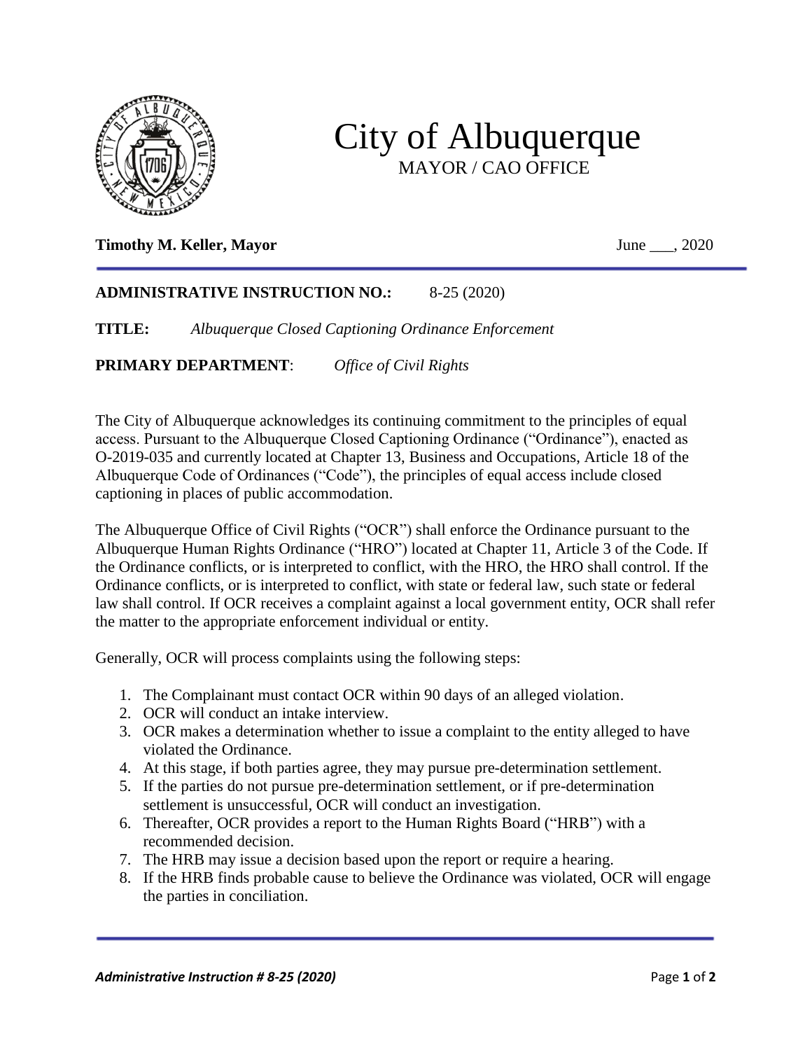# City of Albuquerque

MAYOR / CAO OFFICE

**Timothy M. Keller, Mayor** June ___, 2020

**ADMINISTRATIVE INSTRUCTION NO.:** 8-25 (2020)

**TITLE:** *Albuquerque Closed Captioning Ordinance Enforcement*

**PRIMARY DEPARTMENT**: *Office of Civil Rights*

The City of Albuquerque acknowledges its continuing commitment to the principles of equal access. Pursuant to the Albuquerque Closed Captioning Ordinance ("Ordinance"), enacted as O-2019-035 and currently located at Chapter 13, Business and Occupations, Article 18 of the Albuquerque Code of Ordinances ("Code"), the principles of equal access include closed captioning in places of public accommodation.

The Albuquerque Office of Civil Rights ("OCR") shall enforce the Ordinance pursuant to the Albuquerque Human Rights Ordinance ("HRO") located at Chapter 11, Article 3 of the Code. If the Ordinance conflicts, or is interpreted to conflict, with the HRO, the HRO shall control. If the Ordinance conflicts, or is interpreted to conflict, with state or federal law, such state or federal law shall control. If OCR receives a complaint against a local government entity, OCR shall refer the matter to the appropriate enforcement individual or entity.

Generally, OCR will process complaints using the following steps:

1. The Complainant must contact OCR within 90 days of an alleged violation.
2. OCR will conduct an intake interview.
3. OCR makes a determination whether to issue a complaint to the entity alleged to have violated the Ordinance.
4. At this stage, if both parties agree, they may pursue pre-determination settlement.
5. If the parties do not pursue pre-determination settlement, or if pre-determination settlement is unsuccessful, OCR will conduct an investigation.
6. Thereafter, OCR provides a report to the Human Rights Board ("HRB") with a recommended decision.
7. The HRB may issue a decision based upon the report or require a hearing.
8. If the HRB finds probable cause to believe the Ordinance was violated, OCR will engage the parties in conciliation.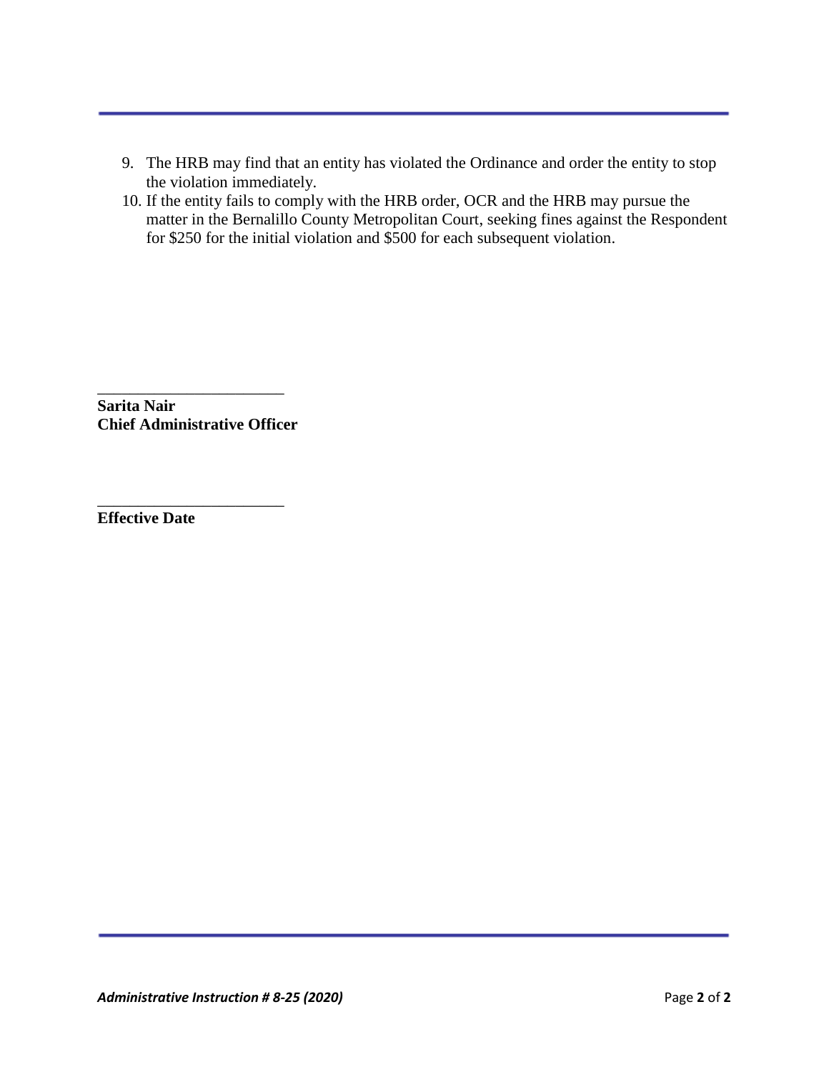9. The HRB may find that an entity has violated the Ordinance and order the entity to stop the violation immediately.
10. If the entity fails to comply with the HRB order, OCR and the HRB may pursue the matter in the Bernalillo County Metropolitan Court, seeking fines against the Respondent for $250 for the initial violation and $500 for each subsequent violation.

________________________

**Sarita Nair**
**Chief Administrative Officer**

________________________

**Effective Date**